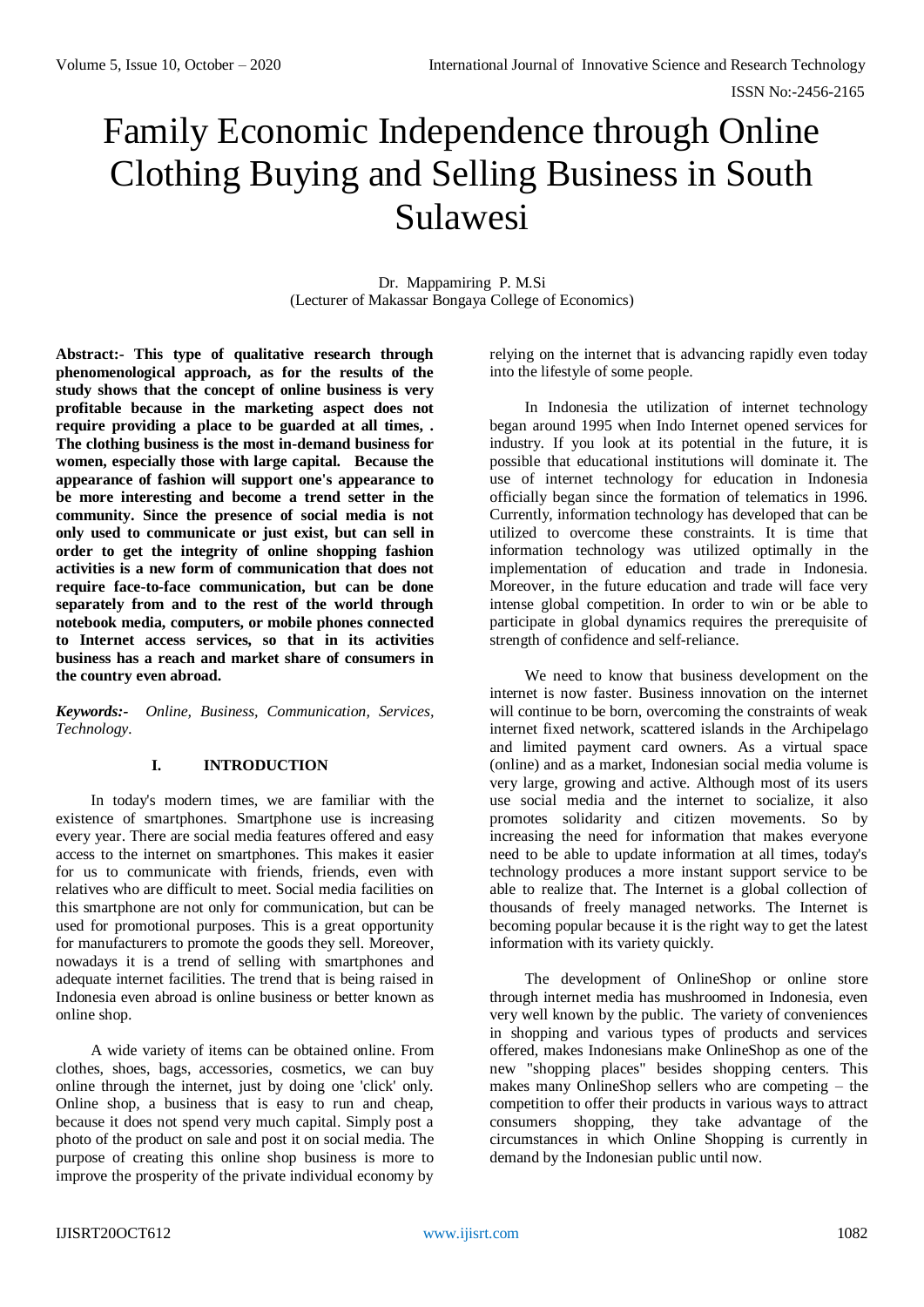# Family Economic Independence through Online Clothing Buying and Selling Business in South Sulawesi

Dr. Mappamiring P. M.Si
(Lecturer of Makassar Bongaya College of Economics)

**Abstract:- This type of qualitative research through phenomenological approach, as for the results of the study shows that the concept of online business is very profitable because in the marketing aspect does not require providing a place to be guarded at all times, . The clothing business is the most in-demand business for women, especially those with large capital. Because the appearance of fashion will support one's appearance to be more interesting and become a trend setter in the community. Since the presence of social media is not only used to communicate or just exist, but can sell in order to get the integrity of online shopping fashion activities is a new form of communication that does not require face-to-face communication, but can be done separately from and to the rest of the world through notebook media, computers, or mobile phones connected to Internet access services, so that in its activities business has a reach and market share of consumers in the country even abroad.**

***Keywords:-*** *Online, Business, Communication, Services, Technology.*

## I. INTRODUCTION

In today's modern times, we are familiar with the existence of smartphones. Smartphone use is increasing every year. There are social media features offered and easy access to the internet on smartphones. This makes it easier for us to communicate with friends, friends, even with relatives who are difficult to meet. Social media facilities on this smartphone are not only for communication, but can be used for promotional purposes. This is a great opportunity for manufacturers to promote the goods they sell. Moreover, nowadays it is a trend of selling with smartphones and adequate internet facilities. The trend that is being raised in Indonesia even abroad is online business or better known as online shop.

A wide variety of items can be obtained online. From clothes, shoes, bags, accessories, cosmetics, we can buy online through the internet, just by doing one 'click' only. Online shop, a business that is easy to run and cheap, because it does not spend very much capital. Simply post a photo of the product on sale and post it on social media. The purpose of creating this online shop business is more to improve the prosperity of the private individual economy by relying on the internet that is advancing rapidly even today into the lifestyle of some people.

In Indonesia the utilization of internet technology began around 1995 when Indo Internet opened services for industry. If you look at its potential in the future, it is possible that educational institutions will dominate it. The use of internet technology for education in Indonesia officially began since the formation of telematics in 1996. Currently, information technology has developed that can be utilized to overcome these constraints. It is time that information technology was utilized optimally in the implementation of education and trade in Indonesia. Moreover, in the future education and trade will face very intense global competition. In order to win or be able to participate in global dynamics requires the prerequisite of strength of confidence and self-reliance.

We need to know that business development on the internet is now faster. Business innovation on the internet will continue to be born, overcoming the constraints of weak internet fixed network, scattered islands in the Archipelago and limited payment card owners. As a virtual space (online) and as a market, Indonesian social media volume is very large, growing and active. Although most of its users use social media and the internet to socialize, it also promotes solidarity and citizen movements. So by increasing the need for information that makes everyone need to be able to update information at all times, today's technology produces a more instant support service to be able to realize that. The Internet is a global collection of thousands of freely managed networks. The Internet is becoming popular because it is the right way to get the latest information with its variety quickly.

The development of OnlineShop or online store through internet media has mushroomed in Indonesia, even very well known by the public. The variety of conveniences in shopping and various types of products and services offered, makes Indonesians make OnlineShop as one of the new "shopping places" besides shopping centers. This makes many OnlineShop sellers who are competing – the competition to offer their products in various ways to attract consumers shopping, they take advantage of the circumstances in which Online Shopping is currently in demand by the Indonesian public until now.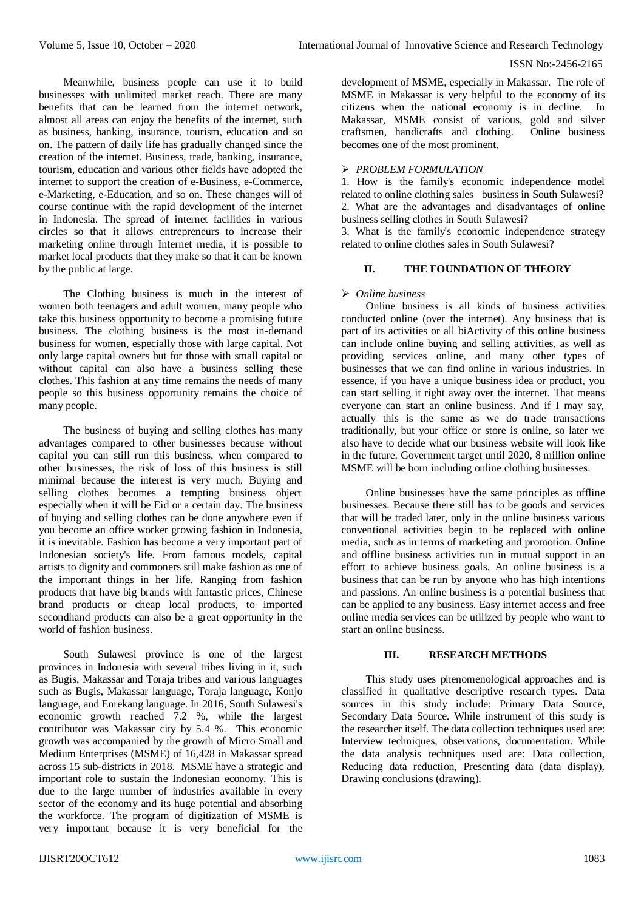Meanwhile, business people can use it to build businesses with unlimited market reach. There are many benefits that can be learned from the internet network, almost all areas can enjoy the benefits of the internet, such as business, banking, insurance, tourism, education and so on. The pattern of daily life has gradually changed since the creation of the internet. Business, trade, banking, insurance, tourism, education and various other fields have adopted the internet to support the creation of e-Business, e-Commerce, e-Marketing, e-Education, and so on. These changes will of course continue with the rapid development of the internet in Indonesia. The spread of internet facilities in various circles so that it allows entrepreneurs to increase their marketing online through Internet media, it is possible to market local products that they make so that it can be known by the public at large.

The Clothing business is much in the interest of women both teenagers and adult women, many people who take this business opportunity to become a promising future business. The clothing business is the most in-demand business for women, especially those with large capital. Not only large capital owners but for those with small capital or without capital can also have a business selling these clothes. This fashion at any time remains the needs of many people so this business opportunity remains the choice of many people.

The business of buying and selling clothes has many advantages compared to other businesses because without capital you can still run this business, when compared to other businesses, the risk of loss of this business is still minimal because the interest is very much. Buying and selling clothes becomes a tempting business object especially when it will be Eid or a certain day. The business of buying and selling clothes can be done anywhere even if you become an office worker growing fashion in Indonesia, it is inevitable. Fashion has become a very important part of Indonesian society's life. From famous models, capital artists to dignity and commoners still make fashion as one of the important things in her life. Ranging from fashion products that have big brands with fantastic prices, Chinese brand products or cheap local products, to imported secondhand products can also be a great opportunity in the world of fashion business.

South Sulawesi province is one of the largest provinces in Indonesia with several tribes living in it, such as Bugis, Makassar and Toraja tribes and various languages such as Bugis, Makassar language, Toraja language, Konjo language, and Enrekang language. In 2016, South Sulawesi's economic growth reached 7.2 %, while the largest contributor was Makassar city by 5.4 %. This economic growth was accompanied by the growth of Micro Small and Medium Enterprises (MSME) of 16,428 in Makassar spread across 15 sub-districts in 2018. MSME have a strategic and important role to sustain the Indonesian economy. This is due to the large number of industries available in every sector of the economy and its huge potential and absorbing the workforce. The program of digitization of MSME is very important because it is very beneficial for the development of MSME, especially in Makassar. The role of MSME in Makassar is very helpful to the economy of its citizens when the national economy is in decline. In Makassar, MSME consist of various, gold and silver craftsmen, handicrafts and clothing. Online business becomes one of the most prominent.

### ➢ *PROBLEM FORMULATION*

1. How is the family's economic independence model related to online clothing sales business in South Sulawesi?
2. What are the advantages and disadvantages of online business selling clothes in South Sulawesi?
3. What is the family's economic independence strategy related to online clothes sales in South Sulawesi?

## II. THE FOUNDATION OF THEORY

### ➢ *Online business*

Online business is all kinds of business activities conducted online (over the internet). Any business that is part of its activities or all biActivity of this online business can include online buying and selling activities, as well as providing services online, and many other types of businesses that we can find online in various industries. In essence, if you have a unique business idea or product, you can start selling it right away over the internet. That means everyone can start an online business. And if I may say, actually this is the same as we do trade transactions traditionally, but your office or store is online, so later we also have to decide what our business website will look like in the future. Government target until 2020, 8 million online MSME will be born including online clothing businesses.

Online businesses have the same principles as offline businesses. Because there still has to be goods and services that will be traded later, only in the online business various conventional activities begin to be replaced with online media, such as in terms of marketing and promotion. Online and offline business activities run in mutual support in an effort to achieve business goals. An online business is a business that can be run by anyone who has high intentions and passions. An online business is a potential business that can be applied to any business. Easy internet access and free online media services can be utilized by people who want to start an online business.

## III. RESEARCH METHODS

This study uses phenomenological approaches and is classified in qualitative descriptive research types. Data sources in this study include: Primary Data Source, Secondary Data Source. While instrument of this study is the researcher itself. The data collection techniques used are: Interview techniques, observations, documentation. While the data analysis techniques used are: Data collection, Reducing data reduction, Presenting data (data display), Drawing conclusions (drawing).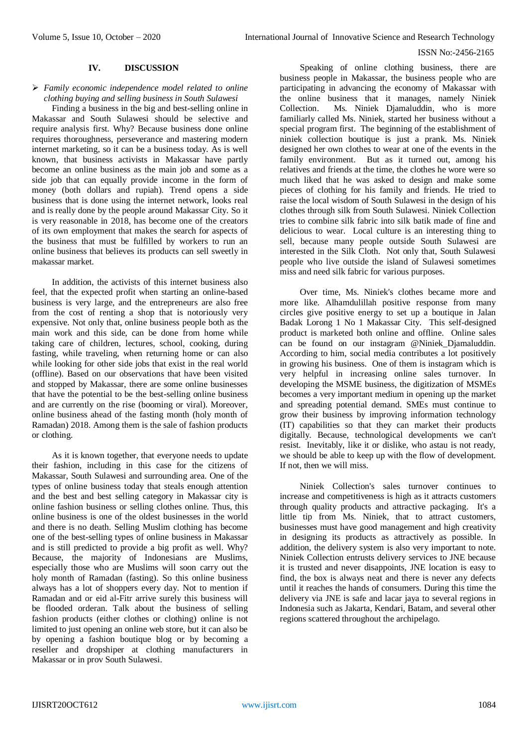## IV. DISCUSSION

➢ *Family economic independence model related to online clothing buying and selling business in South Sulawesi*

Finding a business in the big and best-selling online in Makassar and South Sulawesi should be selective and require analysis first. Why? Because business done online requires thoroughness, perseverance and mastering modern internet marketing, so it can be a business today. As is well known, that business activists in Makassar have partly become an online business as the main job and some as a side job that can equally provide income in the form of money (both dollars and rupiah). Trend opens a side business that is done using the internet network, looks real and is really done by the people around Makassar City. So it is very reasonable in 2018, has become one of the creators of its own employment that makes the search for aspects of the business that must be fulfilled by workers to run an online business that believes its products can sell sweetly in makassar market.

In addition, the activists of this internet business also feel, that the expected profit when starting an online-based business is very large, and the entrepreneurs are also free from the cost of renting a shop that is notoriously very expensive. Not only that, online business people both as the main work and this side, can be done from home while taking care of children, lectures, school, cooking, during fasting, while traveling, when returning home or can also while looking for other side jobs that exist in the real world (offline). Based on our observations that have been visited and stopped by Makassar, there are some online businesses that have the potential to be the best-selling online business and are currently on the rise (booming or viral). Moreover, online business ahead of the fasting month (holy month of Ramadan) 2018. Among them is the sale of fashion products or clothing.

As it is known together, that everyone needs to update their fashion, including in this case for the citizens of Makassar, South Sulawesi and surrounding area. One of the types of online business today that steals enough attention and the best and best selling category in Makassar city is online fashion business or selling clothes online. Thus, this online business is one of the oldest businesses in the world and there is no death. Selling Muslim clothing has become one of the best-selling types of online business in Makassar and is still predicted to provide a big profit as well. Why? Because, the majority of Indonesians are Muslims, especially those who are Muslims will soon carry out the holy month of Ramadan (fasting). So this online business always has a lot of shoppers every day. Not to mention if Ramadan and or eid al-Fitr arrive surely this business will be flooded orderan. Talk about the business of selling fashion products (either clothes or clothing) online is not limited to just opening an online web store, but it can also be by opening a fashion boutique blog or by becoming a reseller and dropshiper at clothing manufacturers in Makassar or in prov South Sulawesi.

Speaking of online clothing business, there are business people in Makassar, the business people who are participating in advancing the economy of Makassar with the online business that it manages, namely Niniek Collection. Ms. Niniek Djamaluddin, who is more familiarly called Ms. Niniek, started her business without a special program first. The beginning of the establishment of niniek collection boutique is just a prank. Ms. Niniek designed her own clothes to wear at one of the events in the family environment. But as it turned out, among his relatives and friends at the time, the clothes he wore were so much liked that he was asked to design and make some pieces of clothing for his family and friends. He tried to raise the local wisdom of South Sulawesi in the design of his clothes through silk from South Sulawesi. Niniek Collection tries to combine silk fabric into silk batik made of fine and delicious to wear. Local culture is an interesting thing to sell, because many people outside South Sulawesi are interested in the Silk Cloth. Not only that, South Sulawesi people who live outside the island of Sulawesi sometimes miss and need silk fabric for various purposes.

Over time, Ms. Niniek's clothes became more and more like. Alhamdulillah positive response from many circles give positive energy to set up a boutique in Jalan Badak Lorong 1 No 1 Makassar City. This self-designed product is marketed both online and offline. Online sales can be found on our instagram @Niniek_Djamaluddin. According to him, social media contributes a lot positively in growing his business. One of them is instagram which is very helpful in increasing online sales turnover. In developing the MSME business, the digitization of MSMEs becomes a very important medium in opening up the market and spreading potential demand. SMEs must continue to grow their business by improving information technology (IT) capabilities so that they can market their products digitally. Because, technological developments we can't resist. Inevitably, like it or dislike, who astau is not ready, we should be able to keep up with the flow of development. If not, then we will miss.

Niniek Collection's sales turnover continues to increase and competitiveness is high as it attracts customers through quality products and attractive packaging. It's a little tip from Ms. Niniek, that to attract customers, businesses must have good management and high creativity in designing its products as attractively as possible. In addition, the delivery system is also very important to note. Niniek Collection entrusts delivery services to JNE because it is trusted and never disappoints, JNE location is easy to find, the box is always neat and there is never any defects until it reaches the hands of consumers. During this time the delivery via JNE is safe and lacar jaya to several regions in Indonesia such as Jakarta, Kendari, Batam, and several other regions scattered throughout the archipelago.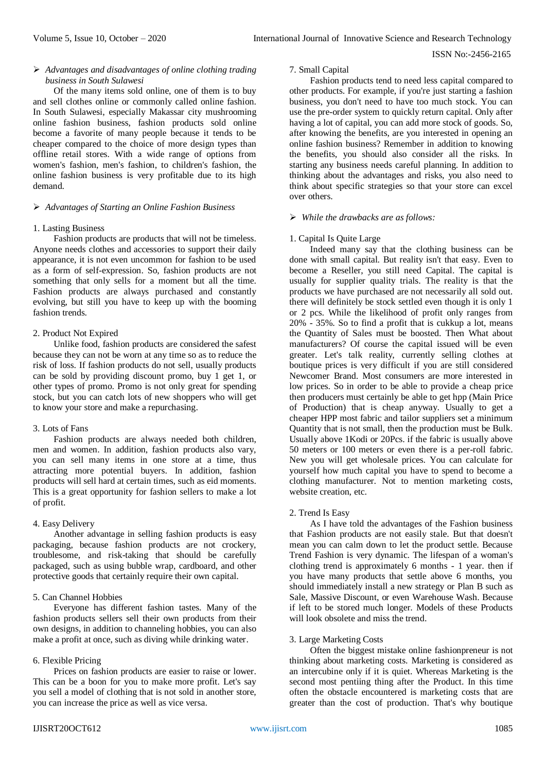- *Advantages and disadvantages of online clothing trading business in South Sulawesi*

Of the many items sold online, one of them is to buy and sell clothes online or commonly called online fashion. In South Sulawesi, especially Makassar city mushrooming online fashion business, fashion products sold online become a favorite of many people because it tends to be cheaper compared to the choice of more design types than offline retail stores. With a wide range of options from women's fashion, men's fashion, to children's fashion, the online fashion business is very profitable due to its high demand.

- *Advantages of Starting an Online Fashion Business*

1. Lasting Business

Fashion products are products that will not be timeless. Anyone needs clothes and accessories to support their daily appearance, it is not even uncommon for fashion to be used as a form of self-expression. So, fashion products are not something that only sells for a moment but all the time. Fashion products are always purchased and constantly evolving, but still you have to keep up with the booming fashion trends.

2. Product Not Expired

Unlike food, fashion products are considered the safest because they can not be worn at any time so as to reduce the risk of loss. If fashion products do not sell, usually products can be sold by providing discount promo, buy 1 get 1, or other types of promo. Promo is not only great for spending stock, but you can catch lots of new shoppers who will get to know your store and make a repurchasing.

3. Lots of Fans

Fashion products are always needed both children, men and women. In addition, fashion products also vary, you can sell many items in one store at a time, thus attracting more potential buyers. In addition, fashion products will sell hard at certain times, such as eid moments. This is a great opportunity for fashion sellers to make a lot of profit.

4. Easy Delivery

Another advantage in selling fashion products is easy packaging, because fashion products are not crockery, troublesome, and risk-taking that should be carefully packaged, such as using bubble wrap, cardboard, and other protective goods that certainly require their own capital.

5. Can Channel Hobbies

Everyone has different fashion tastes. Many of the fashion products sellers sell their own products from their own designs, in addition to channeling hobbies, you can also make a profit at once, such as diving while drinking water.

6. Flexible Pricing

Prices on fashion products are easier to raise or lower. This can be a boon for you to make more profit. Let's say you sell a model of clothing that is not sold in another store, you can increase the price as well as vice versa.

7. Small Capital

Fashion products tend to need less capital compared to other products. For example, if you're just starting a fashion business, you don't need to have too much stock. You can use the pre-order system to quickly return capital. Only after having a lot of capital, you can add more stock of goods. So, after knowing the benefits, are you interested in opening an online fashion business? Remember in addition to knowing the benefits, you should also consider all the risks. In starting any business needs careful planning. In addition to thinking about the advantages and risks, you also need to think about specific strategies so that your store can excel over others.

- *While the drawbacks are as follows:*

1. Capital Is Quite Large

Indeed many say that the clothing business can be done with small capital. But reality isn't that easy. Even to become a Reseller, you still need Capital. The capital is usually for supplier quality trials. The reality is that the products we have purchased are not necessarily all sold out. there will definitely be stock settled even though it is only 1 or 2 pcs. While the likelihood of profit only ranges from 20% - 35%. So to find a profit that is cukkup a lot, means the Quantity of Sales must be boosted. Then What about manufacturers? Of course the capital issued will be even greater. Let's talk reality, currently selling clothes at boutique prices is very difficult if you are still considered Newcomer Brand. Most consumers are more interested in low prices. So in order to be able to provide a cheap price then producers must certainly be able to get hpp (Main Price of Production) that is cheap anyway. Usually to get a cheaper HPP most fabric and tailor suppliers set a minimum Quantity that is not small, then the production must be Bulk. Usually above 1Kodi or 20Pcs. if the fabric is usually above 50 meters or 100 meters or even there is a per-roll fabric. New you will get wholesale prices. You can calculate for yourself how much capital you have to spend to become a clothing manufacturer. Not to mention marketing costs, website creation, etc.

2. Trend Is Easy

As I have told the advantages of the Fashion business that Fashion products are not easily stale. But that doesn't mean you can calm down to let the product settle. Because Trend Fashion is very dynamic. The lifespan of a woman's clothing trend is approximately 6 months - 1 year. then if you have many products that settle above 6 months, you should immediately install a new strategy or Plan B such as Sale, Massive Discount, or even Warehouse Wash. Because if left to be stored much longer. Models of these Products will look obsolete and miss the trend.

3. Large Marketing Costs

Often the biggest mistake online fashionpreneur is not thinking about marketing costs. Marketing is considered as an intercubine only if it is quiet. Whereas Marketing is the second most pentiing thing after the Product. In this time often the obstacle encountered is marketing costs that are greater than the cost of production. That's why boutique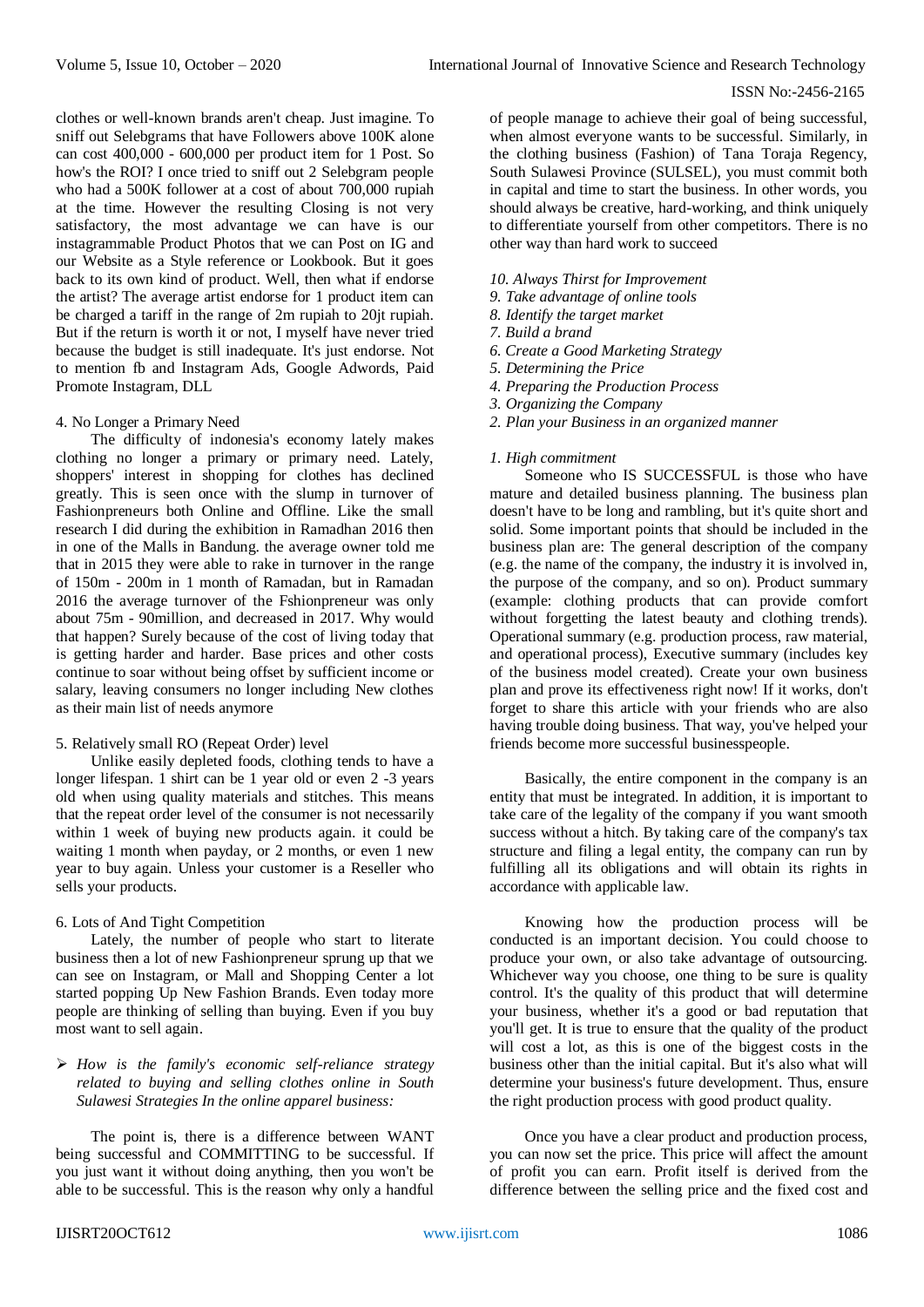clothes or well-known brands aren't cheap. Just imagine. To sniff out Selebgrams that have Followers above 100K alone can cost 400,000 - 600,000 per product item for 1 Post. So how's the ROI? I once tried to sniff out 2 Selebgram people who had a 500K follower at a cost of about 700,000 rupiah at the time. However the resulting Closing is not very satisfactory, the most advantage we can have is our instagrammable Product Photos that we can Post on IG and our Website as a Style reference or Lookbook. But it goes back to its own kind of product. Well, then what if endorse the artist? The average artist endorse for 1 product item can be charged a tariff in the range of 2m rupiah to 20jt rupiah. But if the return is worth it or not, I myself have never tried because the budget is still inadequate. It's just endorse. Not to mention fb and Instagram Ads, Google Adwords, Paid Promote Instagram, DLL

4. No Longer a Primary Need

The difficulty of indonesia's economy lately makes clothing no longer a primary or primary need. Lately, shoppers' interest in shopping for clothes has declined greatly. This is seen once with the slump in turnover of Fashionpreneurs both Online and Offline. Like the small research I did during the exhibition in Ramadhan 2016 then in one of the Malls in Bandung. the average owner told me that in 2015 they were able to rake in turnover in the range of 150m - 200m in 1 month of Ramadan, but in Ramadan 2016 the average turnover of the Fshionpreneur was only about 75m - 90million, and decreased in 2017. Why would that happen? Surely because of the cost of living today that is getting harder and harder. Base prices and other costs continue to soar without being offset by sufficient income or salary, leaving consumers no longer including New clothes as their main list of needs anymore

5. Relatively small RO (Repeat Order) level

Unlike easily depleted foods, clothing tends to have a longer lifespan. 1 shirt can be 1 year old or even 2 -3 years old when using quality materials and stitches. This means that the repeat order level of the consumer is not necessarily within 1 week of buying new products again. it could be waiting 1 month when payday, or 2 months, or even 1 new year to buy again. Unless your customer is a Reseller who sells your products.

6. Lots of And Tight Competition

Lately, the number of people who start to literate business then a lot of new Fashionpreneur sprung up that we can see on Instagram, or Mall and Shopping Center a lot started popping Up New Fashion Brands. Even today more people are thinking of selling than buying. Even if you buy most want to sell again.

- *How is the family's economic self-reliance strategy related to buying and selling clothes online in South Sulawesi Strategies In the online apparel business:*

The point is, there is a difference between WANT being successful and COMMITTING to be successful. If you just want it without doing anything, then you won't be able to be successful. This is the reason why only a handful of people manage to achieve their goal of being successful, when almost everyone wants to be successful. Similarly, in the clothing business (Fashion) of Tana Toraja Regency, South Sulawesi Province (SULSEL), you must commit both in capital and time to start the business. In other words, you should always be creative, hard-working, and think uniquely to differentiate yourself from other competitors. There is no other way than hard work to succeed

*10. Always Thirst for Improvement*
*9. Take advantage of online tools*
*8. Identify the target market*
*7. Build a brand*
*6. Create a Good Marketing Strategy*
*5. Determining the Price*
*4. Preparing the Production Process*
*3. Organizing the Company*
*2. Plan your Business in an organized manner*

*1. High commitment*

Someone who IS SUCCESSFUL is those who have mature and detailed business planning. The business plan doesn't have to be long and rambling, but it's quite short and solid. Some important points that should be included in the business plan are: The general description of the company (e.g. the name of the company, the industry it is involved in, the purpose of the company, and so on). Product summary (example: clothing products that can provide comfort without forgetting the latest beauty and clothing trends). Operational summary (e.g. production process, raw material, and operational process), Executive summary (includes key of the business model created). Create your own business plan and prove its effectiveness right now! If it works, don't forget to share this article with your friends who are also having trouble doing business. That way, you've helped your friends become more successful businesspeople.

Basically, the entire component in the company is an entity that must be integrated. In addition, it is important to take care of the legality of the company if you want smooth success without a hitch. By taking care of the company's tax structure and filing a legal entity, the company can run by fulfilling all its obligations and will obtain its rights in accordance with applicable law.

Knowing how the production process will be conducted is an important decision. You could choose to produce your own, or also take advantage of outsourcing. Whichever way you choose, one thing to be sure is quality control. It's the quality of this product that will determine your business, whether it's a good or bad reputation that you'll get. It is true to ensure that the quality of the product will cost a lot, as this is one of the biggest costs in the business other than the initial capital. But it's also what will determine your business's future development. Thus, ensure the right production process with good product quality.

Once you have a clear product and production process, you can now set the price. This price will affect the amount of profit you can earn. Profit itself is derived from the difference between the selling price and the fixed cost and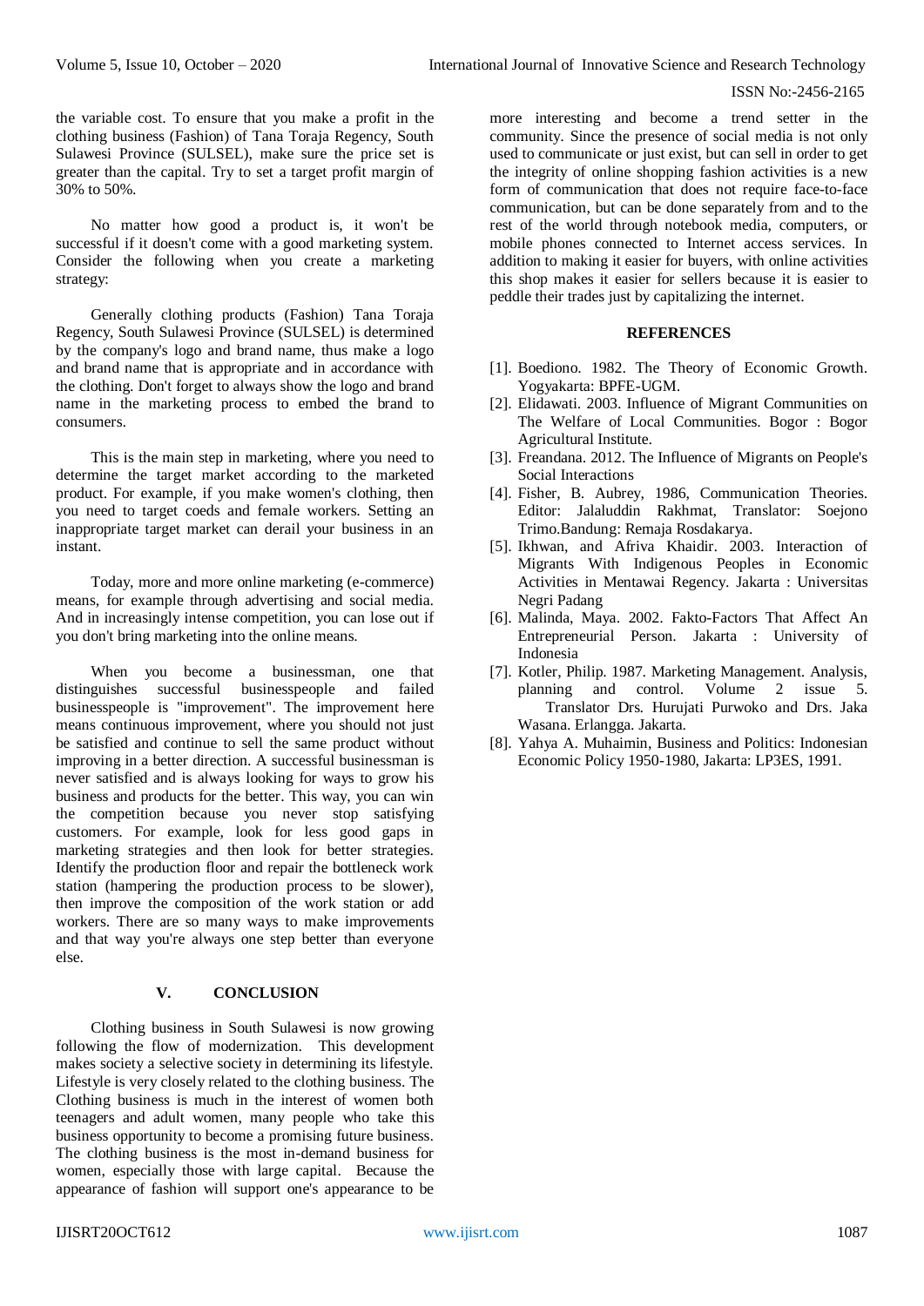the variable cost. To ensure that you make a profit in the clothing business (Fashion) of Tana Toraja Regency, South Sulawesi Province (SULSEL), make sure the price set is greater than the capital. Try to set a target profit margin of 30% to 50%.

No matter how good a product is, it won't be successful if it doesn't come with a good marketing system. Consider the following when you create a marketing strategy:

Generally clothing products (Fashion) Tana Toraja Regency, South Sulawesi Province (SULSEL) is determined by the company's logo and brand name, thus make a logo and brand name that is appropriate and in accordance with the clothing. Don't forget to always show the logo and brand name in the marketing process to embed the brand to consumers.

This is the main step in marketing, where you need to determine the target market according to the marketed product. For example, if you make women's clothing, then you need to target coeds and female workers. Setting an inappropriate target market can derail your business in an instant.

Today, more and more online marketing (e-commerce) means, for example through advertising and social media. And in increasingly intense competition, you can lose out if you don't bring marketing into the online means.

When you become a businessman, one that distinguishes successful businesspeople and failed businesspeople is "improvement". The improvement here means continuous improvement, where you should not just be satisfied and continue to sell the same product without improving in a better direction. A successful businessman is never satisfied and is always looking for ways to grow his business and products for the better. This way, you can win the competition because you never stop satisfying customers. For example, look for less good gaps in marketing strategies and then look for better strategies. Identify the production floor and repair the bottleneck work station (hampering the production process to be slower), then improve the composition of the work station or add workers. There are so many ways to make improvements and that way you're always one step better than everyone else.

## V. CONCLUSION

Clothing business in South Sulawesi is now growing following the flow of modernization. This development makes society a selective society in determining its lifestyle. Lifestyle is very closely related to the clothing business. The Clothing business is much in the interest of women both teenagers and adult women, many people who take this business opportunity to become a promising future business. The clothing business is the most in-demand business for women, especially those with large capital. Because the appearance of fashion will support one's appearance to be more interesting and become a trend setter in the community. Since the presence of social media is not only used to communicate or just exist, but can sell in order to get the integrity of online shopping fashion activities is a new form of communication that does not require face-to-face communication, but can be done separately from and to the rest of the world through notebook media, computers, or mobile phones connected to Internet access services. In addition to making it easier for buyers, with online activities this shop makes it easier for sellers because it is easier to peddle their trades just by capitalizing the internet.

## REFERENCES

[1]. Boediono. 1982. The Theory of Economic Growth. Yogyakarta: BPFE-UGM.

[2]. Elidawati. 2003. Influence of Migrant Communities on The Welfare of Local Communities. Bogor : Bogor Agricultural Institute.

[3]. Freandana. 2012. The Influence of Migrants on People's Social Interactions

[4]. Fisher, B. Aubrey, 1986, Communication Theories. Editor: Jalaluddin Rakhmat, Translator: Soejono Trimo.Bandung: Remaja Rosdakarya.

[5]. Ikhwan, and Afriva Khaidir. 2003. Interaction of Migrants With Indigenous Peoples in Economic Activities in Mentawai Regency. Jakarta : Universitas Negri Padang

[6]. Malinda, Maya. 2002. Fakto-Factors That Affect An Entrepreneurial Person. Jakarta : University of Indonesia

[7]. Kotler, Philip. 1987. Marketing Management. Analysis, planning and control. Volume 2 issue 5. Translator Drs. Hurujati Purwoko and Drs. Jaka Wasana. Erlangga. Jakarta.

[8]. Yahya A. Muhaimin, Business and Politics: Indonesian Economic Policy 1950-1980, Jakarta: LP3ES, 1991.